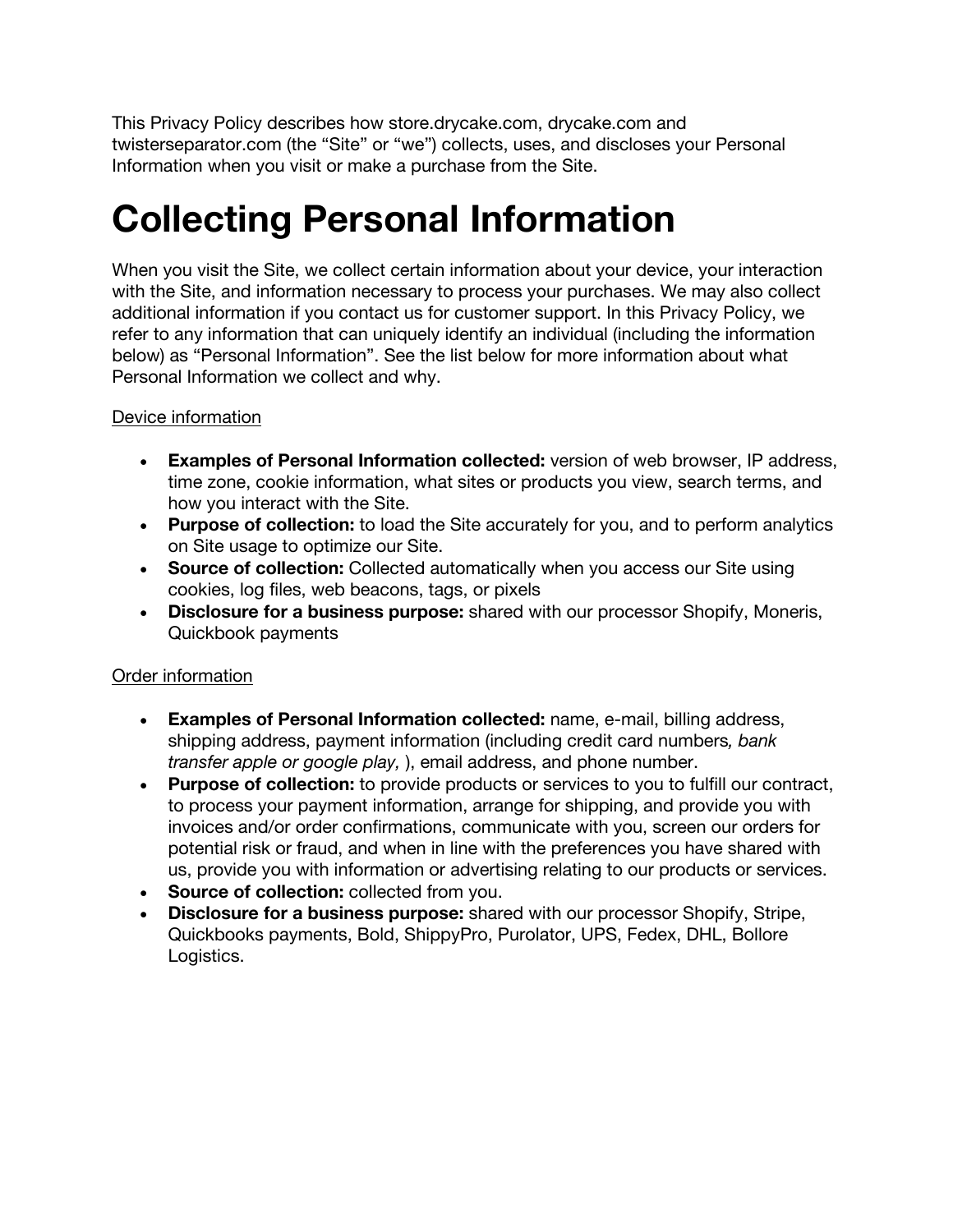This Privacy Policy describes how store.drycake.com, drycake.com and twisterseparator.com (the "Site" or "we") collects, uses, and discloses your Personal Information when you visit or make a purchase from the Site.

# Collecting Personal Information

When you visit the Site, we collect certain information about your device, your interaction with the Site, and information necessary to process your purchases. We may also collect additional information if you contact us for customer support. In this Privacy Policy, we refer to any information that can uniquely identify an individual (including the information below) as "Personal Information". See the list below for more information about what Personal Information we collect and why.

<u>Device information</u>

- **Examples of Personal Information collected:** version of web browser, IP address, time zone, cookie information, what sites or products you view, search terms, and how you interact with the Site.
- **Purpose of collection:** to load the Site accurately for you, and to perform analytics on Site usage to optimize our Site.
- **Source of collection:** Collected automatically when you access our Site using cookies, log files, web beacons, tags, or pixels
- **Disclosure for a business purpose:** shared with our processor Shopify, Moneris, Quickbook payments

<u>Order information</u>

- **Examples of Personal Information collected:** name, e-mail, billing address, shipping address, payment information (including credit card numbers*, bank transfer apple or google play,* ), email address, and phone number.
- **Purpose of collection:** to provide products or services to you to fulfill our contract, to process your payment information, arrange for shipping, and provide you with invoices and/or order confirmations, communicate with you, screen our orders for potential risk or fraud, and when in line with the preferences you have shared with us, provide you with information or advertising relating to our products or services.
- **Source of collection:** collected from you.
- **Disclosure for a business purpose:** shared with our processor Shopify, Stripe, Quickbooks payments, Bold, ShippyPro, Purolator, UPS, Fedex, DHL, Bollore Logistics.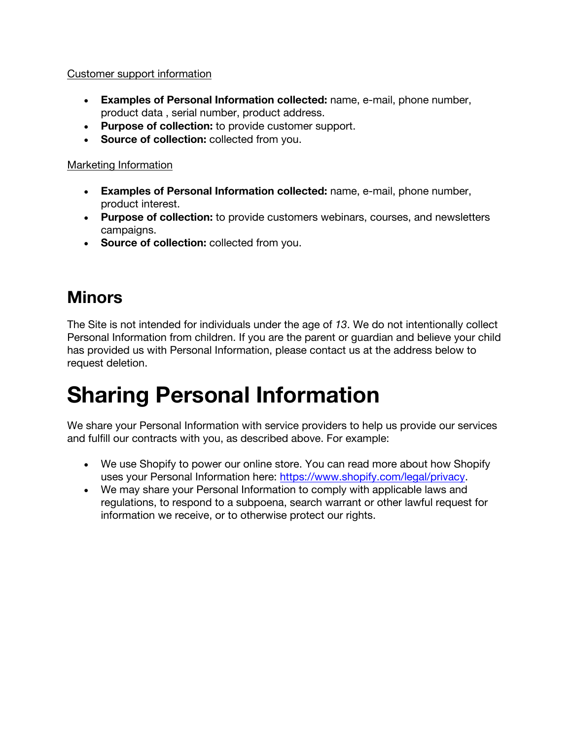Customer support information

- **Examples of Personal Information collected:** name, e-mail, phone number, product data , serial number, product address.
- **Purpose of collection:** to provide customer support.
- **Source of collection:** collected from you.

Marketing Information

- **Examples of Personal Information collected:** name, e-mail, phone number, product interest.
- **Purpose of collection:** to provide customers webinars, courses, and newsletters campaigns.
- **Source of collection:** collected from you.

## Minors

The Site is not intended for individuals under the age of *13*. We do not intentionally collect Personal Information from children. If you are the parent or guardian and believe your child has provided us with Personal Information, please contact us at the address below to request deletion.

# Sharing Personal Information

We share your Personal Information with service providers to help us provide our services and fulfill our contracts with you, as described above. For example:

- We use Shopify to power our online store. You can read more about how Shopify uses your Personal Information here: [https://www.shopify.com/legal/privacy](https://www.shopify.com/legal/privacy).
- We may share your Personal Information to comply with applicable laws and regulations, to respond to a subpoena, search warrant or other lawful request for information we receive, or to otherwise protect our rights.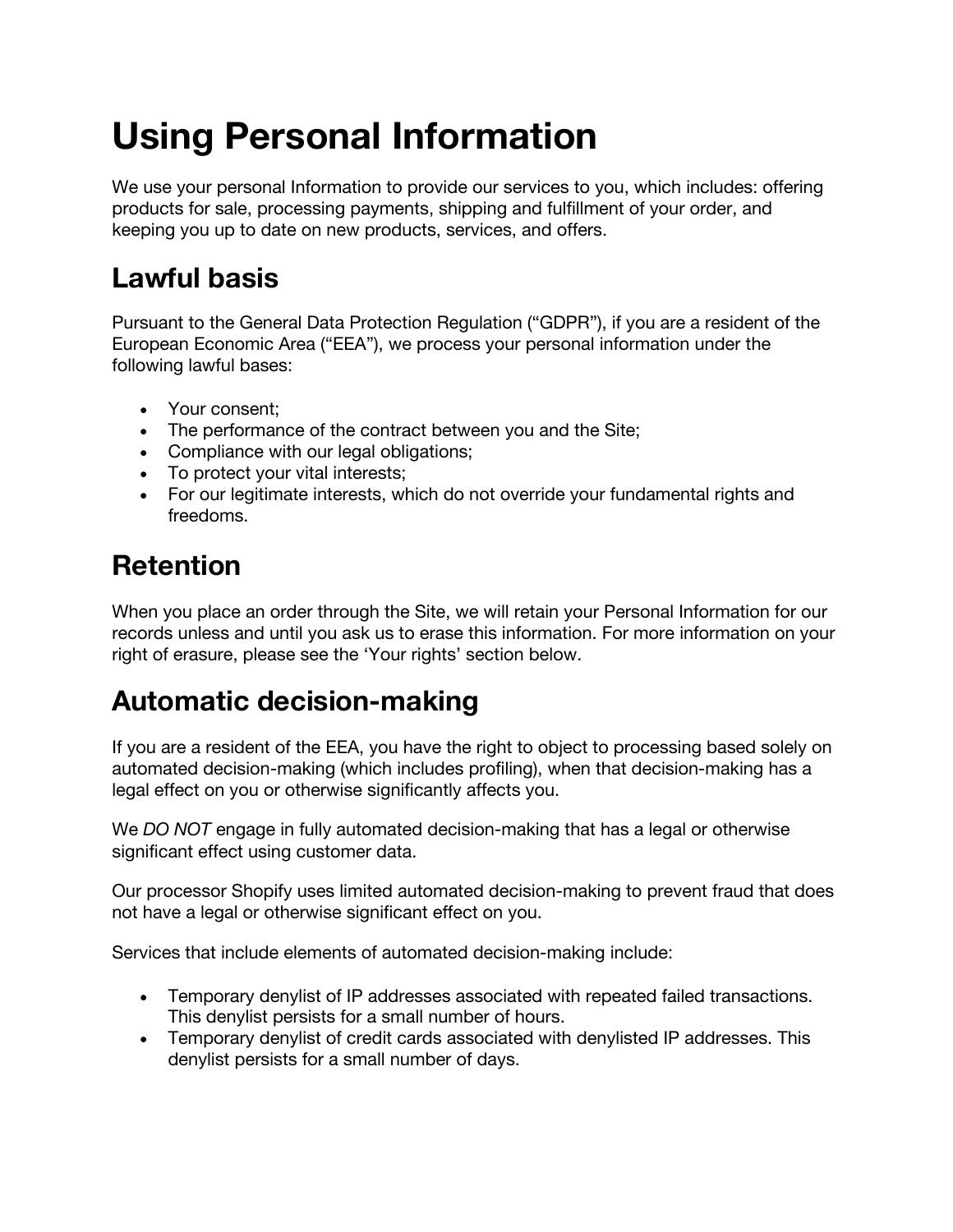# Using Personal Information

We use your personal Information to provide our services to you, which includes: offering products for sale, processing payments, shipping and fulfillment of your order, and keeping you up to date on new products, services, and offers.

## Lawful basis

Pursuant to the General Data Protection Regulation ("GDPR"), if you are a resident of the European Economic Area ("EEA"), we process your personal information under the following lawful bases:

- Your consent;
- The performance of the contract between you and the Site;
- Compliance with our legal obligations;
- To protect your vital interests;
- For our legitimate interests, which do not override your fundamental rights and freedoms.

## Retention

When you place an order through the Site, we will retain your Personal Information for our records unless and until you ask us to erase this information. For more information on your right of erasure, please see the 'Your rights' section below.

## Automatic decision-making

If you are a resident of the EEA, you have the right to object to processing based solely on automated decision-making (which includes profiling), when that decision-making has a legal effect on you or otherwise significantly affects you.

We *DO NOT* engage in fully automated decision-making that has a legal or otherwise significant effect using customer data.

Our processor Shopify uses limited automated decision-making to prevent fraud that does not have a legal or otherwise significant effect on you.

Services that include elements of automated decision-making include:

- Temporary denylist of IP addresses associated with repeated failed transactions. This denylist persists for a small number of hours.
- Temporary denylist of credit cards associated with denylisted IP addresses. This denylist persists for a small number of days.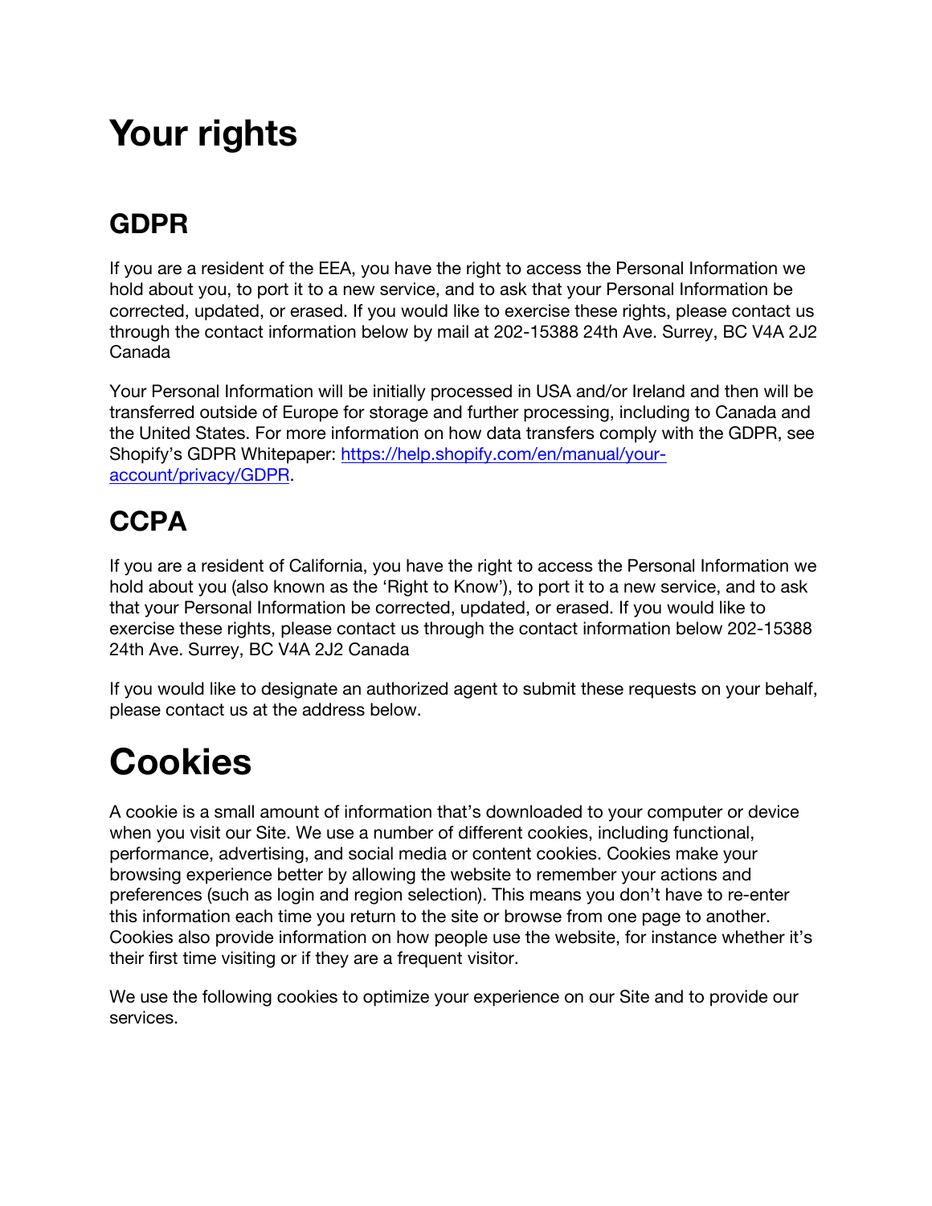# Your rights

## GDPR

If you are a resident of the EEA, you have the right to access the Personal Information we hold about you, to port it to a new service, and to ask that your Personal Information be corrected, updated, or erased. If you would like to exercise these rights, please contact us through the contact information below by mail at 202-15388 24th Ave. Surrey, BC V4A 2J2 Canada

Your Personal Information will be initially processed in USA and/or Ireland and then will be transferred outside of Europe for storage and further processing, including to Canada and the United States. For more information on how data transfers comply with the GDPR, see Shopify's GDPR Whitepaper: [https://help.shopify.com/en/manual/your-account/privacy/GDPR](https://help.shopify.com/en/manual/your-account/privacy/GDPR).

## CCPA

If you are a resident of California, you have the right to access the Personal Information we hold about you (also known as the 'Right to Know'), to port it to a new service, and to ask that your Personal Information be corrected, updated, or erased. If you would like to exercise these rights, please contact us through the contact information below 202-15388 24th Ave. Surrey, BC V4A 2J2 Canada

If you would like to designate an authorized agent to submit these requests on your behalf, please contact us at the address below.

# Cookies

A cookie is a small amount of information that's downloaded to your computer or device when you visit our Site. We use a number of different cookies, including functional, performance, advertising, and social media or content cookies. Cookies make your browsing experience better by allowing the website to remember your actions and preferences (such as login and region selection). This means you don't have to re-enter this information each time you return to the site or browse from one page to another. Cookies also provide information on how people use the website, for instance whether it's their first time visiting or if they are a frequent visitor.

We use the following cookies to optimize your experience on our Site and to provide our services.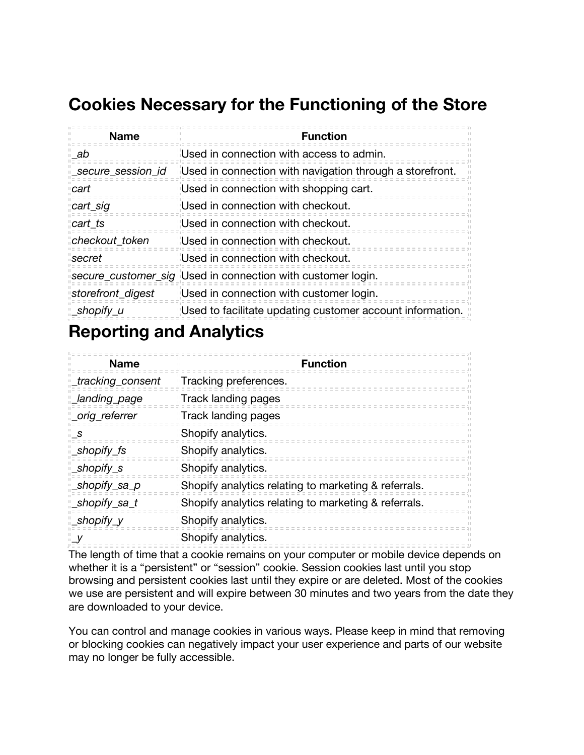## Cookies Necessary for the Functioning of the Store

| Name | Function |
| --- | --- |
| *_ab* | Used in connection with access to admin. |
| *_secure_session_id* | Used in connection with navigation through a storefront. |
| *cart* | Used in connection with shopping cart. |
| *cart_sig* | Used in connection with checkout. |
| *cart_ts* | Used in connection with checkout. |
| *checkout_token* | Used in connection with checkout. |
| *secret* | Used in connection with checkout. |
| *secure_customer_sig* | Used in connection with customer login. |
| *storefront_digest* | Used in connection with customer login. |
| *_shopify_u* | Used to facilitate updating customer account information. |

## Reporting and Analytics

| Name | Function |
| --- | --- |
| *_tracking_consent* | Tracking preferences. |
| *_landing_page* | Track landing pages |
| *_orig_referrer* | Track landing pages |
| *_s* | Shopify analytics. |
| *_shopify_fs* | Shopify analytics. |
| *_shopify_s* | Shopify analytics. |
| *_shopify_sa_p* | Shopify analytics relating to marketing & referrals. |
| *_shopify_sa_t* | Shopify analytics relating to marketing & referrals. |
| *_shopify_y* | Shopify analytics. |
| *_y* | Shopify analytics. |

The length of time that a cookie remains on your computer or mobile device depends on whether it is a "persistent" or "session" cookie. Session cookies last until you stop browsing and persistent cookies last until they expire or are deleted. Most of the cookies we use are persistent and will expire between 30 minutes and two years from the date they are downloaded to your device.

You can control and manage cookies in various ways. Please keep in mind that removing or blocking cookies can negatively impact your user experience and parts of our website may no longer be fully accessible.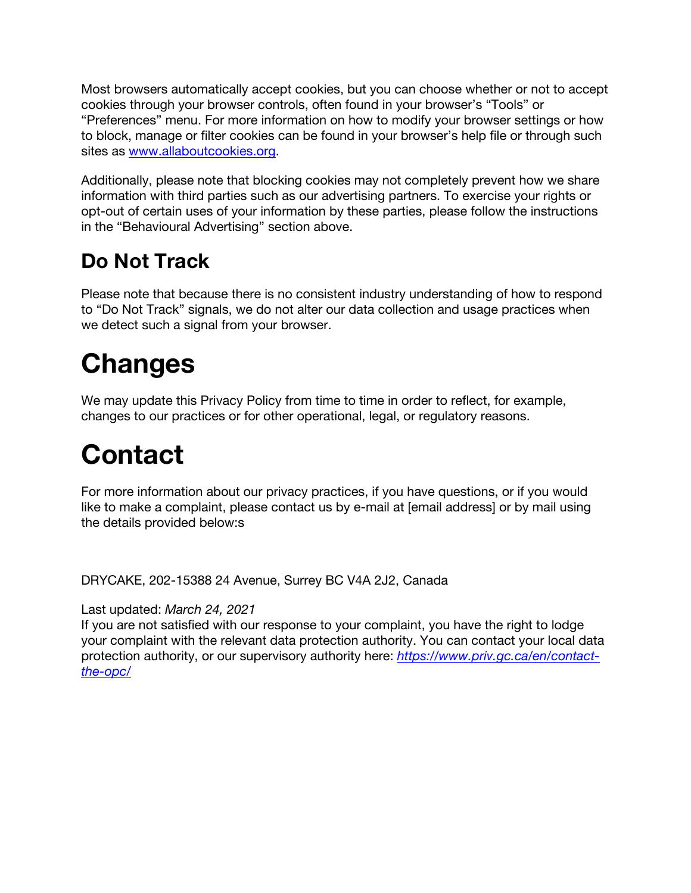Most browsers automatically accept cookies, but you can choose whether or not to accept cookies through your browser controls, often found in your browser's "Tools" or "Preferences" menu. For more information on how to modify your browser settings or how to block, manage or filter cookies can be found in your browser's help file or through such sites as [www.allaboutcookies.org](www.allaboutcookies.org).

Additionally, please note that blocking cookies may not completely prevent how we share information with third parties such as our advertising partners. To exercise your rights or opt-out of certain uses of your information by these parties, please follow the instructions in the "Behavioural Advertising" section above.

## Do Not Track

Please note that because there is no consistent industry understanding of how to respond to "Do Not Track" signals, we do not alter our data collection and usage practices when we detect such a signal from your browser.

# Changes

We may update this Privacy Policy from time to time in order to reflect, for example, changes to our practices or for other operational, legal, or regulatory reasons.

# Contact

For more information about our privacy practices, if you have questions, or if you would like to make a complaint, please contact us by e-mail at [email address] or by mail using the details provided below:s

DRYCAKE, 202-15388 24 Avenue, Surrey BC V4A 2J2, Canada

Last updated: *March 24, 2021*
If you are not satisfied with our response to your complaint, you have the right to lodge your complaint with the relevant data protection authority. You can contact your local data protection authority, or our supervisory authority here: *[https://www.priv.gc.ca/en/contact-the-opc/](https://www.priv.gc.ca/en/contact-the-opc/)*